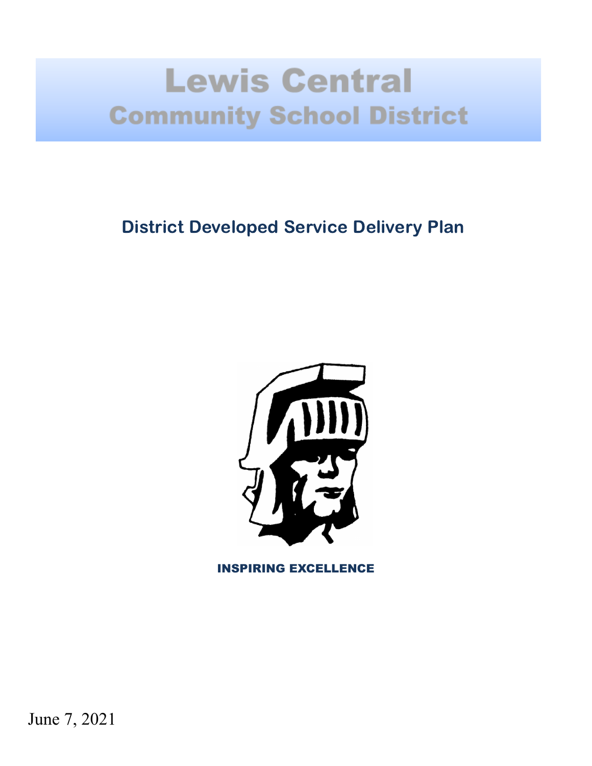# Lewis Central
## Community School District

## District Developed Service Delivery Plan

INSPIRING EXCELLENCE

June 7, 2021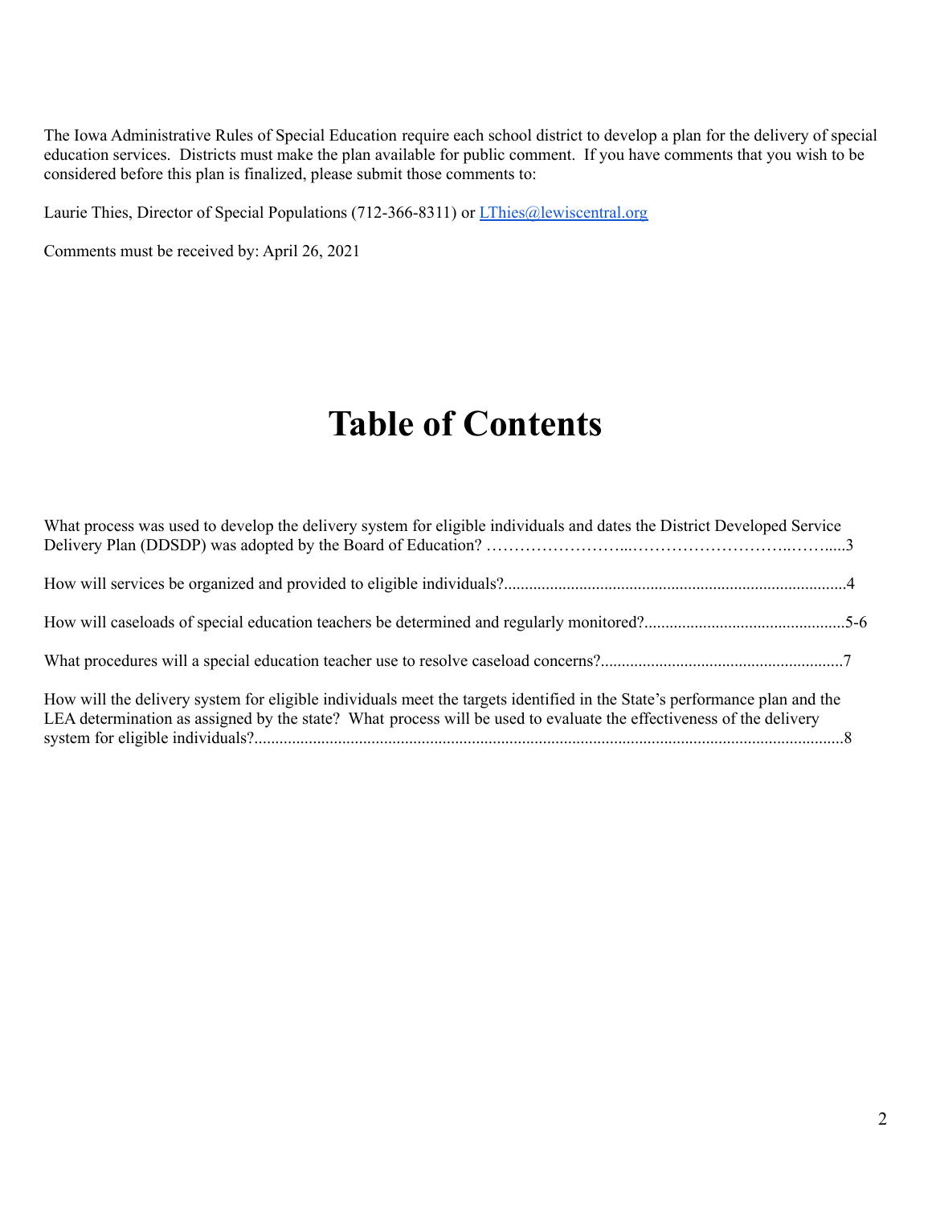The Iowa Administrative Rules of Special Education require each school district to develop a plan for the delivery of special education services. Districts must make the plan available for public comment. If you have comments that you wish to be considered before this plan is finalized, please submit those comments to:

Laurie Thies, Director of Special Populations (712-366-8311) or [LThies@lewiscentral.org](mailto:LThies@lewiscentral.org)

Comments must be received by: April 26, 2021

# Table of Contents

What process was used to develop the delivery system for eligible individuals and dates the District Developed Service Delivery Plan (DDSDP) was adopted by the Board of Education? ……………………...………………………..…….....3

How will services be organized and provided to eligible individuals?.................................................................................4

How will caseloads of special education teachers be determined and regularly monitored?................................................5-6

What procedures will a special education teacher use to resolve caseload concerns?.........................................................7

How will the delivery system for eligible individuals meet the targets identified in the State's performance plan and the LEA determination as assigned by the state? What process will be used to evaluate the effectiveness of the delivery system for eligible individuals?............................................................................................................................................8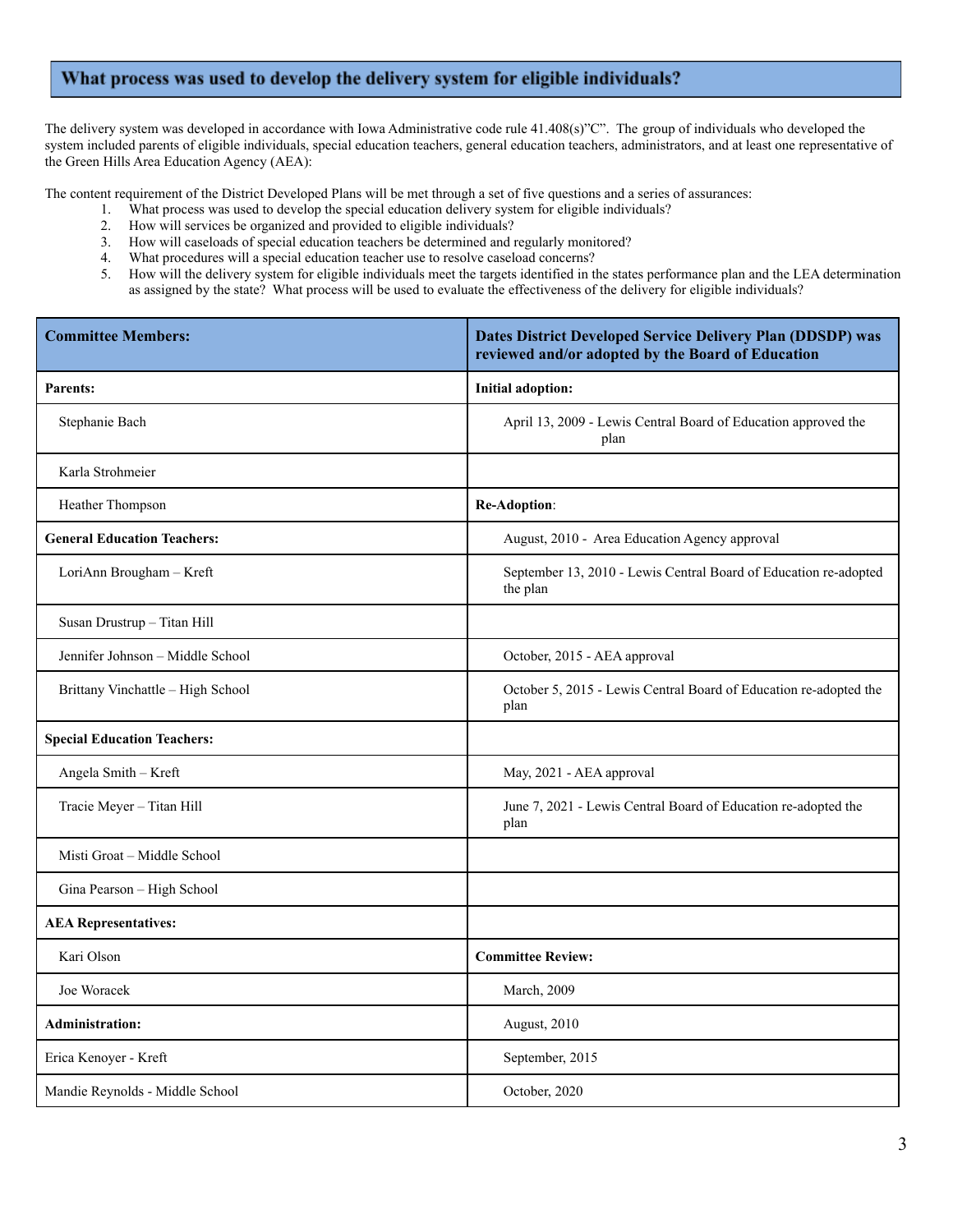## What process was used to develop the delivery system for eligible individuals?

The delivery system was developed in accordance with Iowa Administrative code rule 41.408(s)"C". The group of individuals who developed the system included parents of eligible individuals, special education teachers, general education teachers, administrators, and at least one representative of the Green Hills Area Education Agency (AEA):

The content requirement of the District Developed Plans will be met through a set of five questions and a series of assurances:

1. What process was used to develop the special education delivery system for eligible individuals?
2. How will services be organized and provided to eligible individuals?
3. How will caseloads of special education teachers be determined and regularly monitored?
4. What procedures will a special education teacher use to resolve caseload concerns?
5. How will the delivery system for eligible individuals meet the targets identified in the states performance plan and the LEA determination as assigned by the state? What process will be used to evaluate the effectiveness of the delivery for eligible individuals?

| **Committee Members:** | **Dates District Developed Service Delivery Plan (DDSDP) was reviewed and/or adopted by the Board of Education** |
|---|---|
| **Parents:** | **Initial adoption:** |
| Stephanie Bach | April 13, 2009 - Lewis Central Board of Education approved the plan |
| Karla Strohmeier | |
| Heather Thompson | **Re-Adoption**: |
| **General Education Teachers:** | August, 2010 - Area Education Agency approval |
| LoriAnn Brougham – Kreft | September 13, 2010 - Lewis Central Board of Education re-adopted the plan |
| Susan Drustrup – Titan Hill | |
| Jennifer Johnson – Middle School | October, 2015 - AEA approval |
| Brittany Vinchattle – High School | October 5, 2015 - Lewis Central Board of Education re-adopted the plan |
| **Special Education Teachers:** | |
| Angela Smith – Kreft | May, 2021 - AEA approval |
| Tracie Meyer – Titan Hill | June 7, 2021 - Lewis Central Board of Education re-adopted the plan |
| Misti Groat – Middle School | |
| Gina Pearson – High School | |
| **AEA Representatives:** | |
| Kari Olson | **Committee Review:** |
| Joe Woracek | March, 2009 |
| **Administration:** | August, 2010 |
| Erica Kenoyer - Kreft | September, 2015 |
| Mandie Reynolds - Middle School | October, 2020 |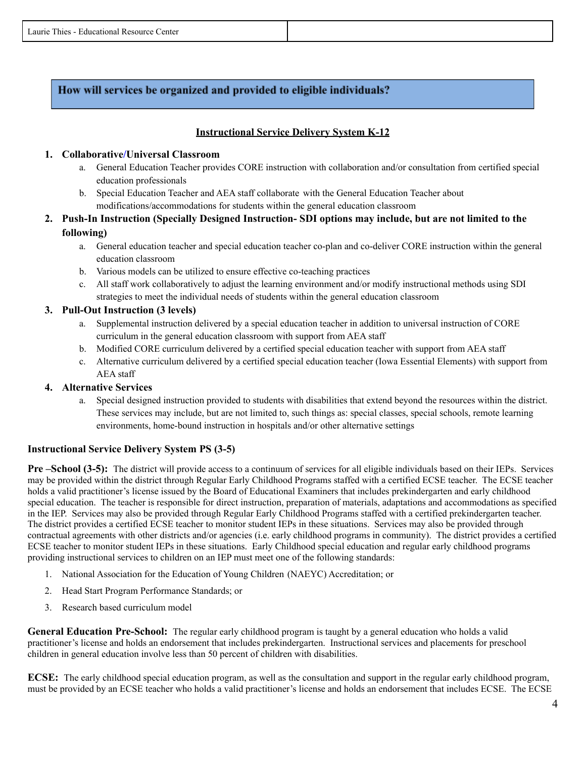| Laurie Thies - Educational Resource Center | |
|---|---|

## How will services be organized and provided to eligible individuals?

### Instructional Service Delivery System K-12

1. **Collaborative/Universal Classroom**
    a. General Education Teacher provides CORE instruction with collaboration and/or consultation from certified special education professionals
    b. Special Education Teacher and AEA staff collaborate with the General Education Teacher about modifications/accommodations for students within the general education classroom
2. **Push-In Instruction (Specially Designed Instruction- SDI options may include, but are not limited to the following)**
    a. General education teacher and special education teacher co-plan and co-deliver CORE instruction within the general education classroom
    b. Various models can be utilized to ensure effective co-teaching practices
    c. All staff work collaboratively to adjust the learning environment and/or modify instructional methods using SDI strategies to meet the individual needs of students within the general education classroom
3. **Pull-Out Instruction (3 levels)**
    a. Supplemental instruction delivered by a special education teacher in addition to universal instruction of CORE curriculum in the general education classroom with support from AEA staff
    b. Modified CORE curriculum delivered by a certified special education teacher with support from AEA staff
    c. Alternative curriculum delivered by a certified special education teacher (Iowa Essential Elements) with support from AEA staff
4. **Alternative Services**
    a. Special designed instruction provided to students with disabilities that extend beyond the resources within the district. These services may include, but are not limited to, such things as: special classes, special schools, remote learning environments, home-bound instruction in hospitals and/or other alternative settings

**Instructional Service Delivery System PS (3-5)**

**Pre –School (3-5):** The district will provide access to a continuum of services for all eligible individuals based on their IEPs. Services may be provided within the district through Regular Early Childhood Programs staffed with a certified ECSE teacher. The ECSE teacher holds a valid practitioner's license issued by the Board of Educational Examiners that includes prekindergarten and early childhood special education. The teacher is responsible for direct instruction, preparation of materials, adaptations and accommodations as specified in the IEP. Services may also be provided through Regular Early Childhood Programs staffed with a certified prekindergarten teacher. The district provides a certified ECSE teacher to monitor student IEPs in these situations. Services may also be provided through contractual agreements with other districts and/or agencies (i.e. early childhood programs in community). The district provides a certified ECSE teacher to monitor student IEPs in these situations. Early Childhood special education and regular early childhood programs providing instructional services to children on an IEP must meet one of the following standards:

1. National Association for the Education of Young Children (NAEYC) Accreditation; or
2. Head Start Program Performance Standards; or
3. Research based curriculum model

**General Education Pre-School:** The regular early childhood program is taught by a general education who holds a valid practitioner's license and holds an endorsement that includes prekindergarten. Instructional services and placements for preschool children in general education involve less than 50 percent of children with disabilities.

**ECSE:** The early childhood special education program, as well as the consultation and support in the regular early childhood program, must be provided by an ECSE teacher who holds a valid practitioner's license and holds an endorsement that includes ECSE. The ECSE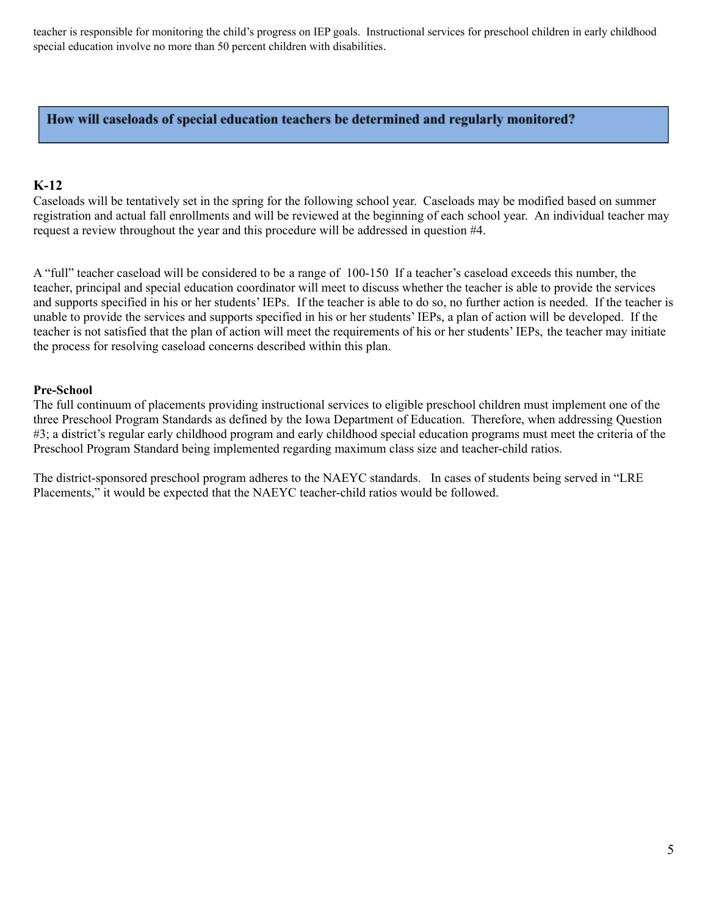teacher is responsible for monitoring the child's progress on IEP goals. Instructional services for preschool children in early childhood special education involve no more than 50 percent children with disabilities.

## How will caseloads of special education teachers be determined and regularly monitored?

### K-12

Caseloads will be tentatively set in the spring for the following school year. Caseloads may be modified based on summer registration and actual fall enrollments and will be reviewed at the beginning of each school year. An individual teacher may request a review throughout the year and this procedure will be addressed in question #4.

A "full" teacher caseload will be considered to be a range of 100-150 If a teacher's caseload exceeds this number, the teacher, principal and special education coordinator will meet to discuss whether the teacher is able to provide the services and supports specified in his or her students' IEPs. If the teacher is able to do so, no further action is needed. If the teacher is unable to provide the services and supports specified in his or her students' IEPs, a plan of action will be developed. If the teacher is not satisfied that the plan of action will meet the requirements of his or her students' IEPs, the teacher may initiate the process for resolving caseload concerns described within this plan.

**Pre-School**

The full continuum of placements providing instructional services to eligible preschool children must implement one of the three Preschool Program Standards as defined by the Iowa Department of Education. Therefore, when addressing Question #3; a district's regular early childhood program and early childhood special education programs must meet the criteria of the Preschool Program Standard being implemented regarding maximum class size and teacher-child ratios.

The district-sponsored preschool program adheres to the NAEYC standards. In cases of students being served in "LRE Placements," it would be expected that the NAEYC teacher-child ratios would be followed.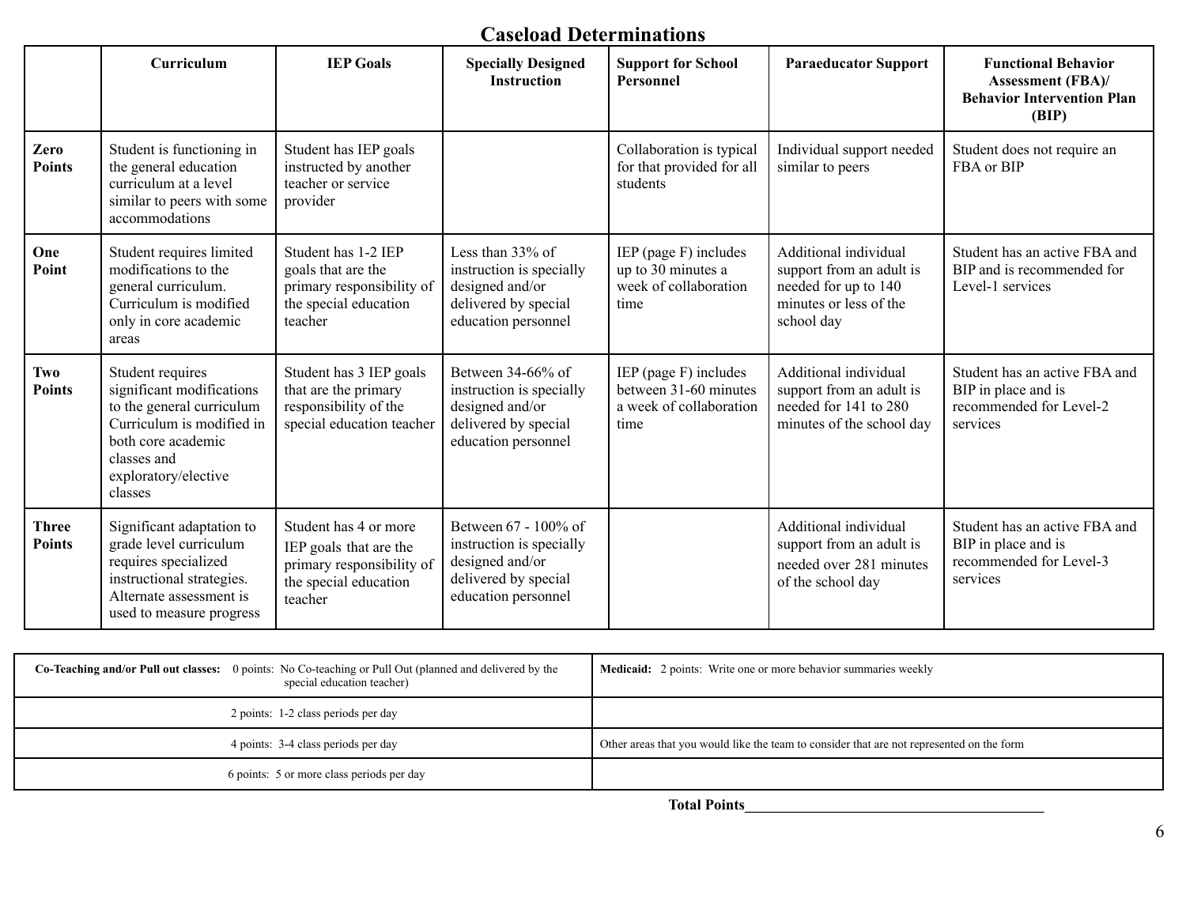# Caseload Determinations

| | Curriculum | IEP Goals | Specially Designed Instruction | Support for School Personnel | Paraeducator Support | Functional Behavior Assessment (FBA)/ Behavior Intervention Plan (BIP) |
|---|---|---|---|---|---|---|
| **Zero Points** | Student is functioning in the general education curriculum at a level similar to peers with some accommodations | Student has IEP goals instructed by another teacher or service provider | | Collaboration is typical for that provided for all students | Individual support needed similar to peers | Student does not require an FBA or BIP |
| **One Point** | Student requires limited modifications to the general curriculum. Curriculum is modified only in core academic areas | Student has 1-2 IEP goals that are the primary responsibility of the special education teacher | Less than 33% of instruction is specially designed and/or delivered by special education personnel | IEP (page F) includes up to 30 minutes a week of collaboration time | Additional individual support from an adult is needed for up to 140 minutes or less of the school day | Student has an active FBA and BIP and is recommended for Level-1 services |
| **Two Points** | Student requires significant modifications to the general curriculum Curriculum is modified in both core academic classes and exploratory/elective classes | Student has 3 IEP goals that are the primary responsibility of the special education teacher | Between 34-66% of instruction is specially designed and/or delivered by special education personnel | IEP (page F) includes between 31-60 minutes a week of collaboration time | Additional individual support from an adult is needed for 141 to 280 minutes of the school day | Student has an active FBA and BIP in place and is recommended for Level-2 services |
| **Three Points** | Significant adaptation to grade level curriculum requires specialized instructional strategies. Alternate assessment is used to measure progress | Student has 4 or more IEP goals that are the primary responsibility of the special education teacher | Between 67 - 100% of instruction is specially designed and/or delivered by special education personnel | | Additional individual support from an adult is needed over 281 minutes of the school day | Student has an active FBA and BIP in place and is recommended for Level-3 services |

| | |
|---|---|
| **Co-Teaching and/or Pull out classes:** 0 points: No Co-teaching or Pull Out (planned and delivered by the special education teacher) | **Medicaid:** 2 points: Write one or more behavior summaries weekly |
| 2 points: 1-2 class periods per day | |
| 4 points: 3-4 class periods per day | Other areas that you would like the team to consider that are not represented on the form |
| 6 points: 5 or more class periods per day | |

**Total Points**________________________________________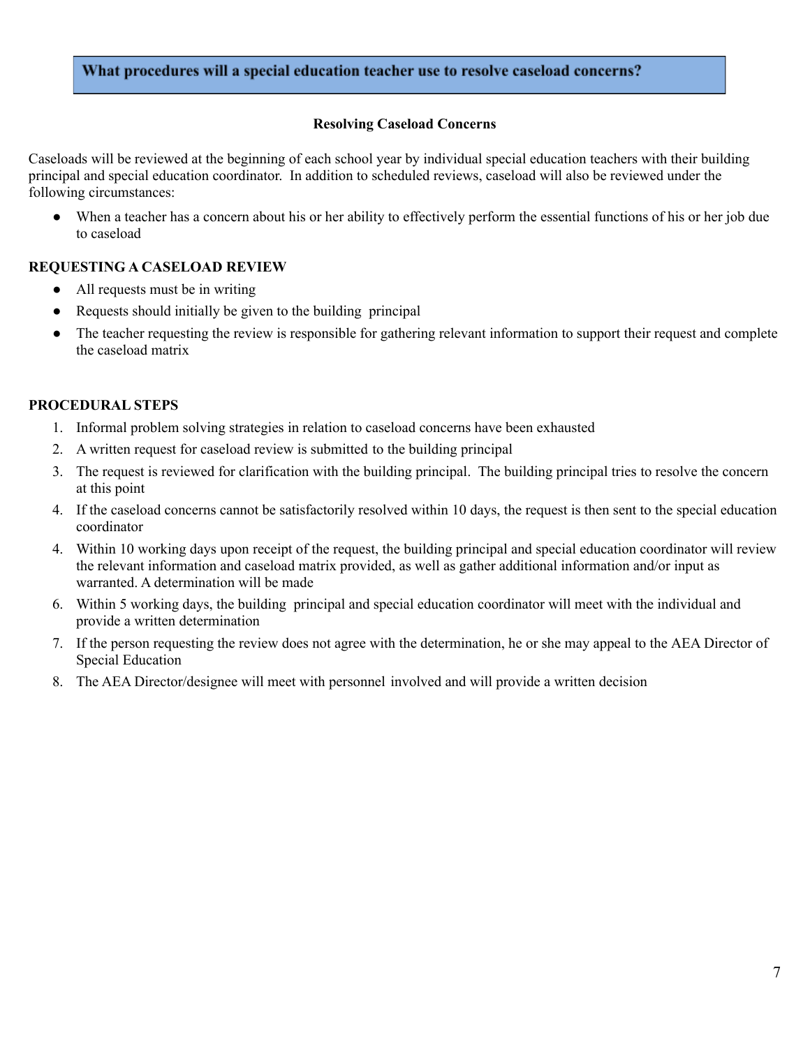## What procedures will a special education teacher use to resolve caseload concerns?

### Resolving Caseload Concerns

Caseloads will be reviewed at the beginning of each school year by individual special education teachers with their building principal and special education coordinator. In addition to scheduled reviews, caseload will also be reviewed under the following circumstances:

- When a teacher has a concern about his or her ability to effectively perform the essential functions of his or her job due to caseload

**REQUESTING A CASELOAD REVIEW**

- All requests must be in writing
- Requests should initially be given to the building principal
- The teacher requesting the review is responsible for gathering relevant information to support their request and complete the caseload matrix

**PROCEDURAL STEPS**

1. Informal problem solving strategies in relation to caseload concerns have been exhausted
2. A written request for caseload review is submitted to the building principal
3. The request is reviewed for clarification with the building principal. The building principal tries to resolve the concern at this point
4. If the caseload concerns cannot be satisfactorily resolved within 10 days, the request is then sent to the special education coordinator
4. Within 10 working days upon receipt of the request, the building principal and special education coordinator will review the relevant information and caseload matrix provided, as well as gather additional information and/or input as warranted. A determination will be made
6. Within 5 working days, the building principal and special education coordinator will meet with the individual and provide a written determination
7. If the person requesting the review does not agree with the determination, he or she may appeal to the AEA Director of Special Education
8. The AEA Director/designee will meet with personnel involved and will provide a written decision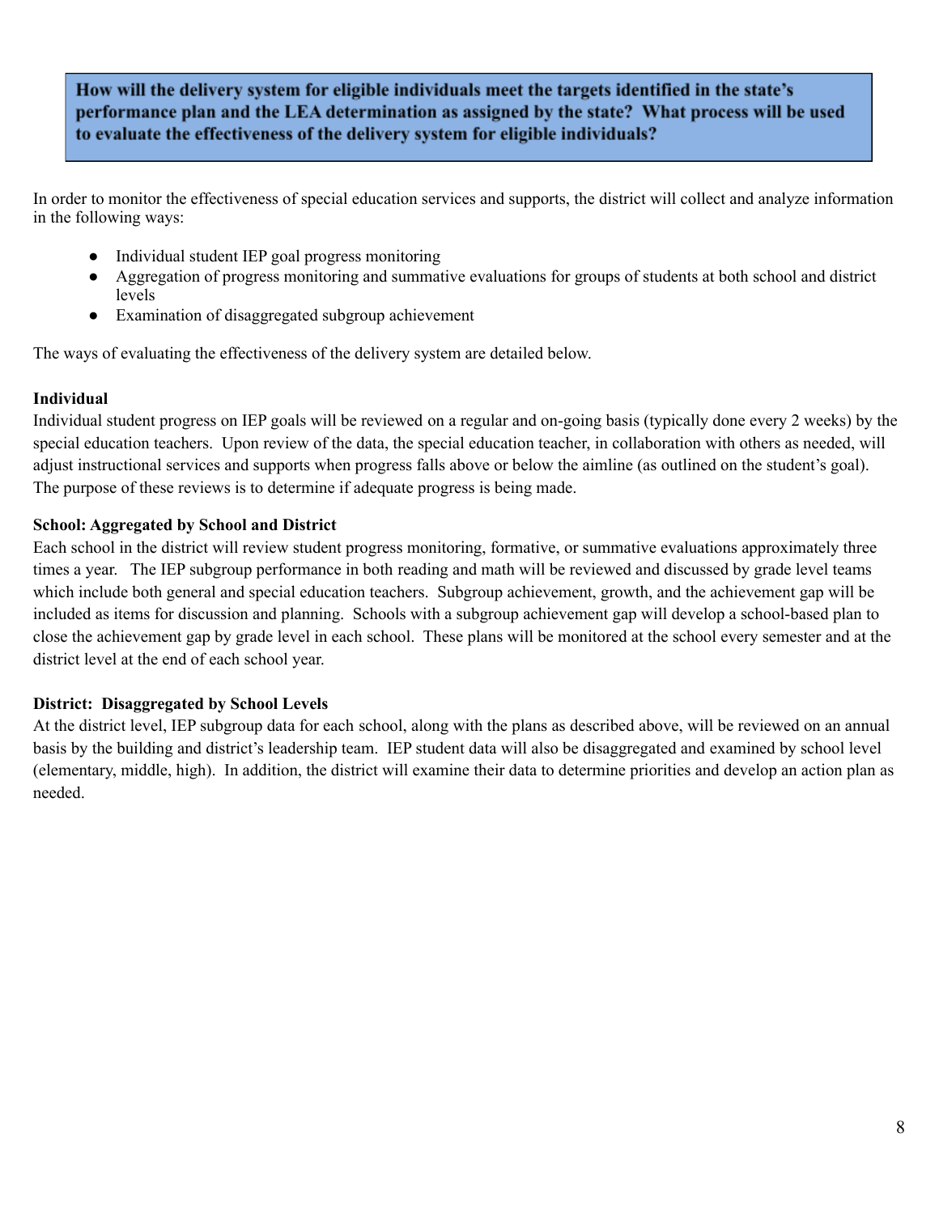**How will the delivery system for eligible individuals meet the targets identified in the state's performance plan and the LEA determination as assigned by the state? What process will be used to evaluate the effectiveness of the delivery system for eligible individuals?**

In order to monitor the effectiveness of special education services and supports, the district will collect and analyze information in the following ways:

- Individual student IEP goal progress monitoring
- Aggregation of progress monitoring and summative evaluations for groups of students at both school and district levels
- Examination of disaggregated subgroup achievement

The ways of evaluating the effectiveness of the delivery system are detailed below.

**Individual**

Individual student progress on IEP goals will be reviewed on a regular and on-going basis (typically done every 2 weeks) by the special education teachers. Upon review of the data, the special education teacher, in collaboration with others as needed, will adjust instructional services and supports when progress falls above or below the aimline (as outlined on the student's goal). The purpose of these reviews is to determine if adequate progress is being made.

**School: Aggregated by School and District**

Each school in the district will review student progress monitoring, formative, or summative evaluations approximately three times a year. The IEP subgroup performance in both reading and math will be reviewed and discussed by grade level teams which include both general and special education teachers. Subgroup achievement, growth, and the achievement gap will be included as items for discussion and planning. Schools with a subgroup achievement gap will develop a school-based plan to close the achievement gap by grade level in each school. These plans will be monitored at the school every semester and at the district level at the end of each school year.

**District: Disaggregated by School Levels**

At the district level, IEP subgroup data for each school, along with the plans as described above, will be reviewed on an annual basis by the building and district's leadership team. IEP student data will also be disaggregated and examined by school level (elementary, middle, high). In addition, the district will examine their data to determine priorities and develop an action plan as needed.